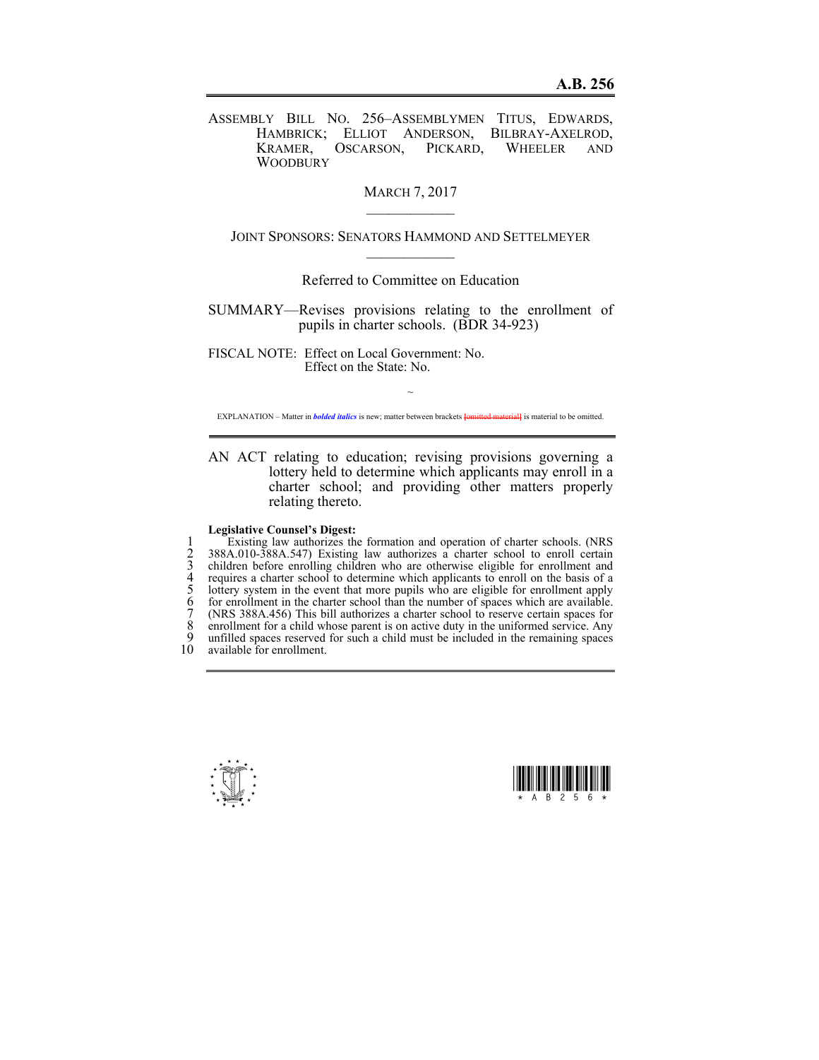# A.B. 256

ASSEMBLY BILL NO. 256–ASSEMBLYMEN TITUS, EDWARDS, HAMBRICK; ELLIOT ANDERSON, BILBRAY-AXELROD, KRAMER, OSCARSON, PICKARD, WHEELER AND WOODBURY

MARCH 7, 2017

---

JOINT SPONSORS: SENATORS HAMMOND AND SETTELMEYER

---

Referred to Committee on Education

SUMMARY—Revises provisions relating to the enrollment of pupils in charter schools. (BDR 34-923)

FISCAL NOTE: Effect on Local Government: No.
Effect on the State: No.

~

EXPLANATION – Matter in ***bolded italics*** is new; matter between brackets ~~[omitted material]~~ is material to be omitted.

---

AN ACT relating to education; revising provisions governing a lottery held to determine which applicants may enroll in a charter school; and providing other matters properly relating thereto.

**Legislative Counsel's Digest:**

1 Existing law authorizes the formation and operation of charter schools. (NRS
2 388A.010-388A.547) Existing law authorizes a charter school to enroll certain
3 children before enrolling children who are otherwise eligible for enrollment and
4 requires a charter school to determine which applicants to enroll on the basis of a
5 lottery system in the event that more pupils who are eligible for enrollment apply
6 for enrollment in the charter school than the number of spaces which are available.
7 (NRS 388A.456) This bill authorizes a charter school to reserve certain spaces for
8 enrollment for a child whose parent is on active duty in the uniformed service. Any
9 unfilled spaces reserved for such a child must be included in the remaining spaces
10 available for enrollment.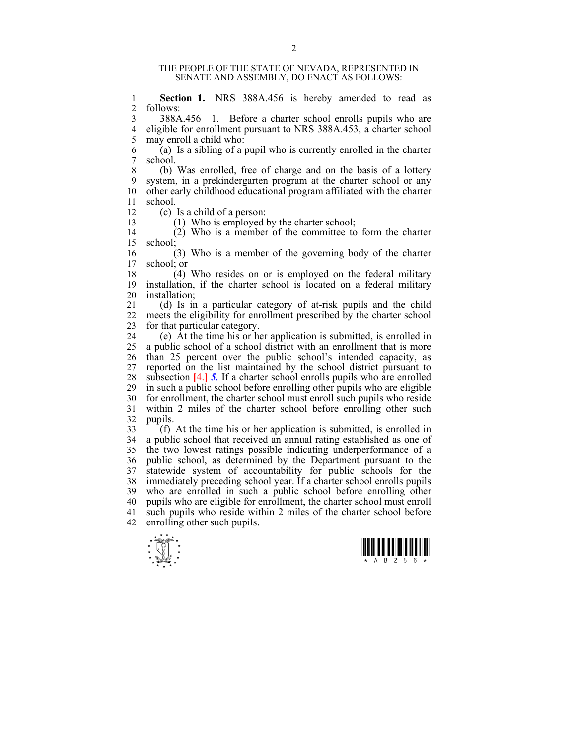THE PEOPLE OF THE STATE OF NEVADA, REPRESENTED IN SENATE AND ASSEMBLY, DO ENACT AS FOLLOWS:

**Section 1.** NRS 388A.456 is hereby amended to read as follows:

388A.456 1. Before a charter school enrolls pupils who are eligible for enrollment pursuant to NRS 388A.453, a charter school may enroll a child who:

(a) Is a sibling of a pupil who is currently enrolled in the charter school.

(b) Was enrolled, free of charge and on the basis of a lottery system, in a prekindergarten program at the charter school or any other early childhood educational program affiliated with the charter school.

(c) Is a child of a person:

(1) Who is employed by the charter school;

(2) Who is a member of the committee to form the charter school;

(3) Who is a member of the governing body of the charter school; or

(4) Who resides on or is employed on the federal military installation, if the charter school is located on a federal military installation;

(d) Is in a particular category of at-risk pupils and the child meets the eligibility for enrollment prescribed by the charter school for that particular category.

(e) At the time his or her application is submitted, is enrolled in a public school of a school district with an enrollment that is more than 25 percent over the public school's intended capacity, as reported on the list maintained by the school district pursuant to subsection [4.] ***5.*** If a charter school enrolls pupils who are enrolled in such a public school before enrolling other pupils who are eligible for enrollment, the charter school must enroll such pupils who reside within 2 miles of the charter school before enrolling other such pupils.

(f) At the time his or her application is submitted, is enrolled in a public school that received an annual rating established as one of the two lowest ratings possible indicating underperformance of a public school, as determined by the Department pursuant to the statewide system of accountability for public schools for the immediately preceding school year. If a charter school enrolls pupils who are enrolled in such a public school before enrolling other pupils who are eligible for enrollment, the charter school must enroll such pupils who reside within 2 miles of the charter school before enrolling other such pupils.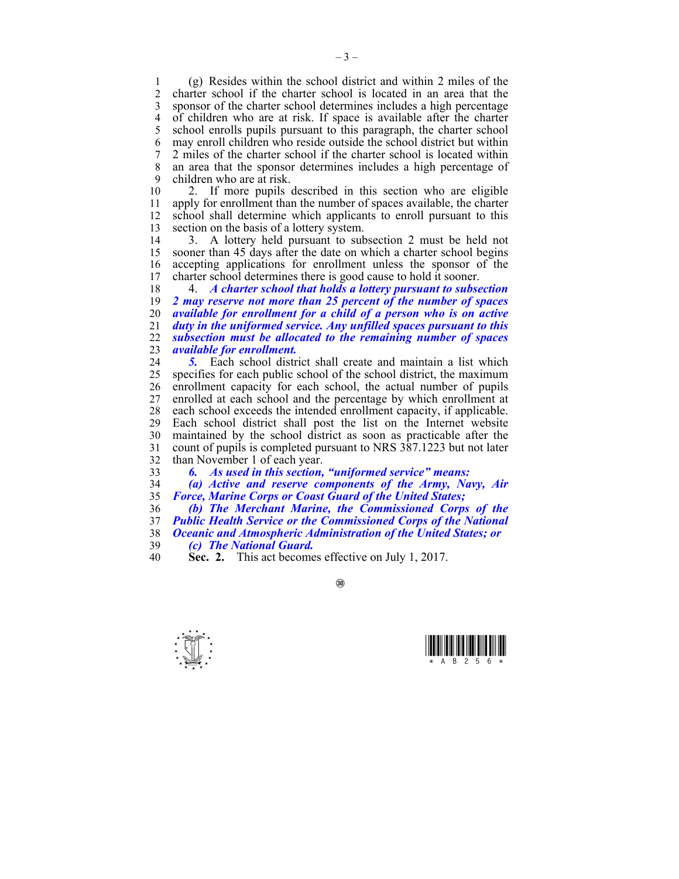(g) Resides within the school district and within 2 miles of the charter school if the charter school is located in an area that the sponsor of the charter school determines includes a high percentage of children who are at risk. If space is available after the charter school enrolls pupils pursuant to this paragraph, the charter school may enroll children who reside outside the school district but within 2 miles of the charter school if the charter school is located within an area that the sponsor determines includes a high percentage of children who are at risk.

2. If more pupils described in this section who are eligible apply for enrollment than the number of spaces available, the charter school shall determine which applicants to enroll pursuant to this section on the basis of a lottery system.

3. A lottery held pursuant to subsection 2 must be held not sooner than 45 days after the date on which a charter school begins accepting applications for enrollment unless the sponsor of the charter school determines there is good cause to hold it sooner.

4. ***A charter school that holds a lottery pursuant to subsection 2 may reserve not more than 25 percent of the number of spaces available for enrollment for a child of a person who is on active duty in the uniformed service. Any unfilled spaces pursuant to this subsection must be allocated to the remaining number of spaces available for enrollment.***

***5.*** Each school district shall create and maintain a list which specifies for each public school of the school district, the maximum enrollment capacity for each school, the actual number of pupils enrolled at each school and the percentage by which enrollment at each school exceeds the intended enrollment capacity, if applicable. Each school district shall post the list on the Internet website maintained by the school district as soon as practicable after the count of pupils is completed pursuant to NRS 387.1223 but not later than November 1 of each year.

***6. As used in this section, "uniformed service" means:***

***(a) Active and reserve components of the Army, Navy, Air Force, Marine Corps or Coast Guard of the United States;***

***(b) The Merchant Marine, the Commissioned Corps of the Public Health Service or the Commissioned Corps of the National Oceanic and Atmospheric Administration of the United States; or***

***(c) The National Guard.***

**Sec. 2.** This act becomes effective on July 1, 2017.